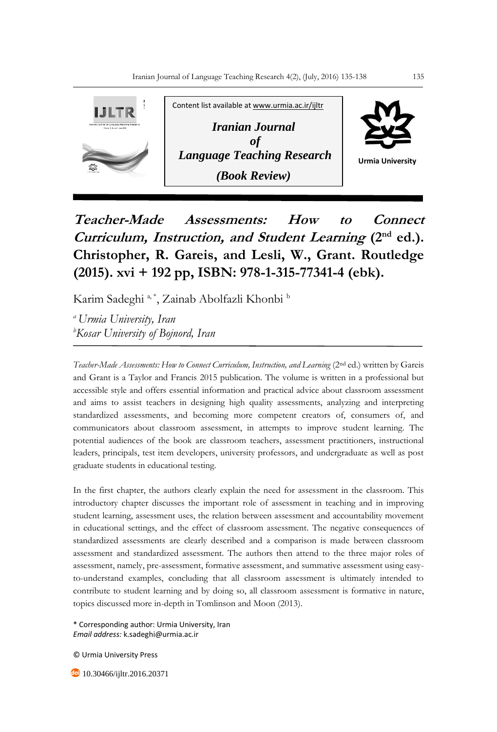Content list available at www.urmia.ac.ir/ijltr

***Iranian Journal of Language Teaching Research***

***(Book Review)***

Urmia University

# *Teacher-Made Assessments: How to Connect Curriculum, Instruction, and Student Learning* (2nd ed.). Christopher, R. Gareis, and Lesli, W., Grant. Routledge (2015). xvi + 192 pp, ISBN: 978-1-315-77341-4 (ebk).

Karim Sadeghi [a, *], Zainab Abolfazli Khonbi [b]

[a] *Urmia University, Iran*
[b] *Kosar University of Bojnord, Iran*

*Teacher-Made Assessments: How to Connect Curriculum, Instruction, and Learning* (2nd ed.) written by Gareis and Grant is a Taylor and Francis 2015 publication. The volume is written in a professional but accessible style and offers essential information and practical advice about classroom assessment and aims to assist teachers in designing high quality assessments, analyzing and interpreting standardized assessments, and becoming more competent creators of, consumers of, and communicators about classroom assessment, in attempts to improve student learning. The potential audiences of the book are classroom teachers, assessment practitioners, instructional leaders, principals, test item developers, university professors, and undergraduate as well as post graduate students in educational testing.

In the first chapter, the authors clearly explain the need for assessment in the classroom. This introductory chapter discusses the important role of assessment in teaching and in improving student learning, assessment uses, the relation between assessment and accountability movement in educational settings, and the effect of classroom assessment. The negative consequences of standardized assessments are clearly described and a comparison is made between classroom assessment and standardized assessment. The authors then attend to the three major roles of assessment, namely, pre-assessment, formative assessment, and summative assessment using easy-to-understand examples, concluding that all classroom assessment is ultimately intended to contribute to student learning and by doing so, all classroom assessment is formative in nature, topics discussed more in-depth in Tomlinson and Moon (2013).

\* Corresponding author: Urmia University, Iran
*Email address:* k.sadeghi@urmia.ac.ir

© Urmia University Press

10.30466/ijltr.2016.20371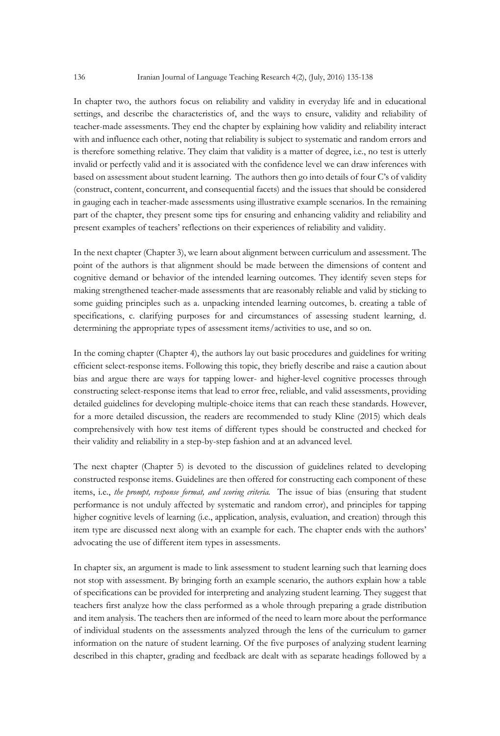In chapter two, the authors focus on reliability and validity in everyday life and in educational settings, and describe the characteristics of, and the ways to ensure, validity and reliability of teacher-made assessments. They end the chapter by explaining how validity and reliability interact with and influence each other, noting that reliability is subject to systematic and random errors and is therefore something relative. They claim that validity is a matter of degree, i.e., no test is utterly invalid or perfectly valid and it is associated with the confidence level we can draw inferences with based on assessment about student learning. The authors then go into details of four C's of validity (construct, content, concurrent, and consequential facets) and the issues that should be considered in gauging each in teacher-made assessments using illustrative example scenarios. In the remaining part of the chapter, they present some tips for ensuring and enhancing validity and reliability and present examples of teachers' reflections on their experiences of reliability and validity.

In the next chapter (Chapter 3), we learn about alignment between curriculum and assessment. The point of the authors is that alignment should be made between the dimensions of content and cognitive demand or behavior of the intended learning outcomes. They identify seven steps for making strengthened teacher-made assessments that are reasonably reliable and valid by sticking to some guiding principles such as a. unpacking intended learning outcomes, b. creating a table of specifications, c. clarifying purposes for and circumstances of assessing student learning, d. determining the appropriate types of assessment items/activities to use, and so on.

In the coming chapter (Chapter 4), the authors lay out basic procedures and guidelines for writing efficient select-response items. Following this topic, they briefly describe and raise a caution about bias and argue there are ways for tapping lower- and higher-level cognitive processes through constructing select-response items that lead to error free, reliable, and valid assessments, providing detailed guidelines for developing multiple-choice items that can reach these standards. However, for a more detailed discussion, the readers are recommended to study Kline (2015) which deals comprehensively with how test items of different types should be constructed and checked for their validity and reliability in a step-by-step fashion and at an advanced level.

The next chapter (Chapter 5) is devoted to the discussion of guidelines related to developing constructed response items. Guidelines are then offered for constructing each component of these items, i.e., *the prompt, response format, and scoring criteria.* The issue of bias (ensuring that student performance is not unduly affected by systematic and random error), and principles for tapping higher cognitive levels of learning (i.e., application, analysis, evaluation, and creation) through this item type are discussed next along with an example for each. The chapter ends with the authors' advocating the use of different item types in assessments.

In chapter six, an argument is made to link assessment to student learning such that learning does not stop with assessment. By bringing forth an example scenario, the authors explain how a table of specifications can be provided for interpreting and analyzing student learning. They suggest that teachers first analyze how the class performed as a whole through preparing a grade distribution and item analysis. The teachers then are informed of the need to learn more about the performance of individual students on the assessments analyzed through the lens of the curriculum to garner information on the nature of student learning. Of the five purposes of analyzing student learning described in this chapter, grading and feedback are dealt with as separate headings followed by a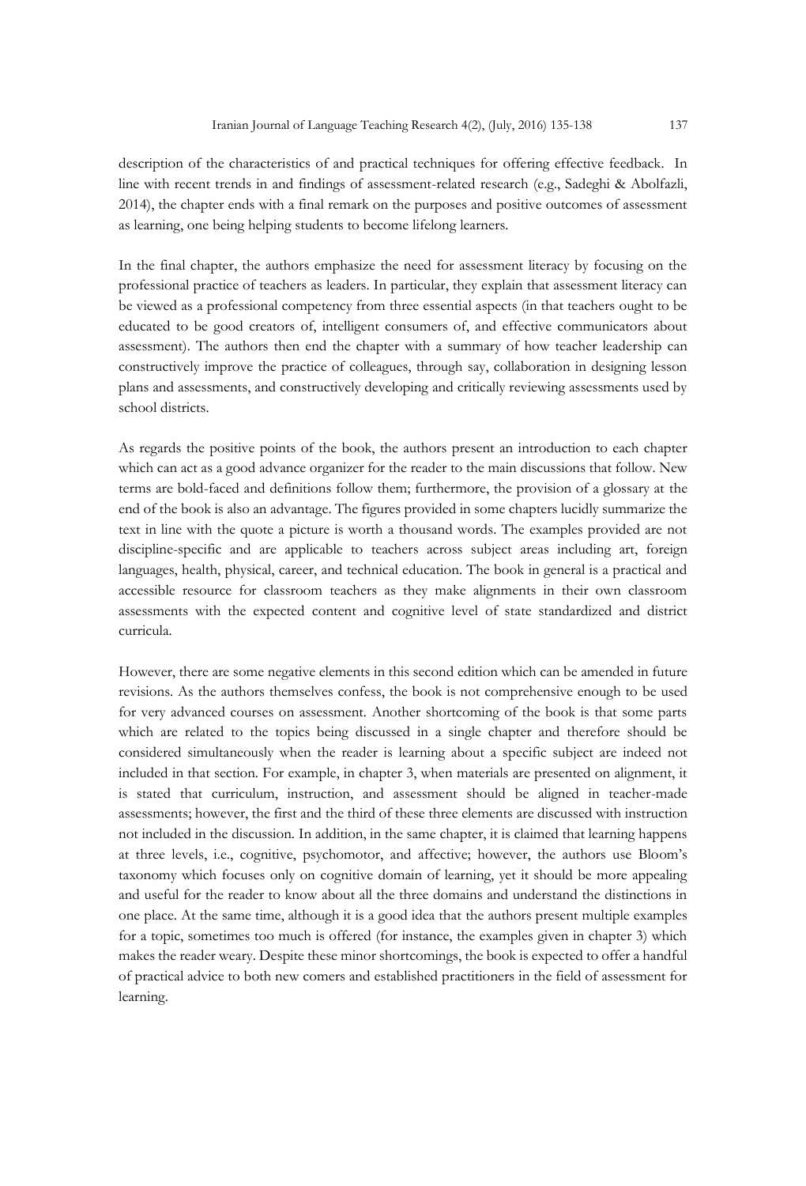description of the characteristics of and practical techniques for offering effective feedback. In line with recent trends in and findings of assessment-related research (e.g., Sadeghi & Abolfazli, 2014), the chapter ends with a final remark on the purposes and positive outcomes of assessment as learning, one being helping students to become lifelong learners.

In the final chapter, the authors emphasize the need for assessment literacy by focusing on the professional practice of teachers as leaders. In particular, they explain that assessment literacy can be viewed as a professional competency from three essential aspects (in that teachers ought to be educated to be good creators of, intelligent consumers of, and effective communicators about assessment). The authors then end the chapter with a summary of how teacher leadership can constructively improve the practice of colleagues, through say, collaboration in designing lesson plans and assessments, and constructively developing and critically reviewing assessments used by school districts.

As regards the positive points of the book, the authors present an introduction to each chapter which can act as a good advance organizer for the reader to the main discussions that follow. New terms are bold-faced and definitions follow them; furthermore, the provision of a glossary at the end of the book is also an advantage. The figures provided in some chapters lucidly summarize the text in line with the quote a picture is worth a thousand words. The examples provided are not discipline-specific and are applicable to teachers across subject areas including art, foreign languages, health, physical, career, and technical education. The book in general is a practical and accessible resource for classroom teachers as they make alignments in their own classroom assessments with the expected content and cognitive level of state standardized and district curricula.

However, there are some negative elements in this second edition which can be amended in future revisions. As the authors themselves confess, the book is not comprehensive enough to be used for very advanced courses on assessment. Another shortcoming of the book is that some parts which are related to the topics being discussed in a single chapter and therefore should be considered simultaneously when the reader is learning about a specific subject are indeed not included in that section. For example, in chapter 3, when materials are presented on alignment, it is stated that curriculum, instruction, and assessment should be aligned in teacher-made assessments; however, the first and the third of these three elements are discussed with instruction not included in the discussion. In addition, in the same chapter, it is claimed that learning happens at three levels, i.e., cognitive, psychomotor, and affective; however, the authors use Bloom's taxonomy which focuses only on cognitive domain of learning, yet it should be more appealing and useful for the reader to know about all the three domains and understand the distinctions in one place. At the same time, although it is a good idea that the authors present multiple examples for a topic, sometimes too much is offered (for instance, the examples given in chapter 3) which makes the reader weary. Despite these minor shortcomings, the book is expected to offer a handful of practical advice to both new comers and established practitioners in the field of assessment for learning.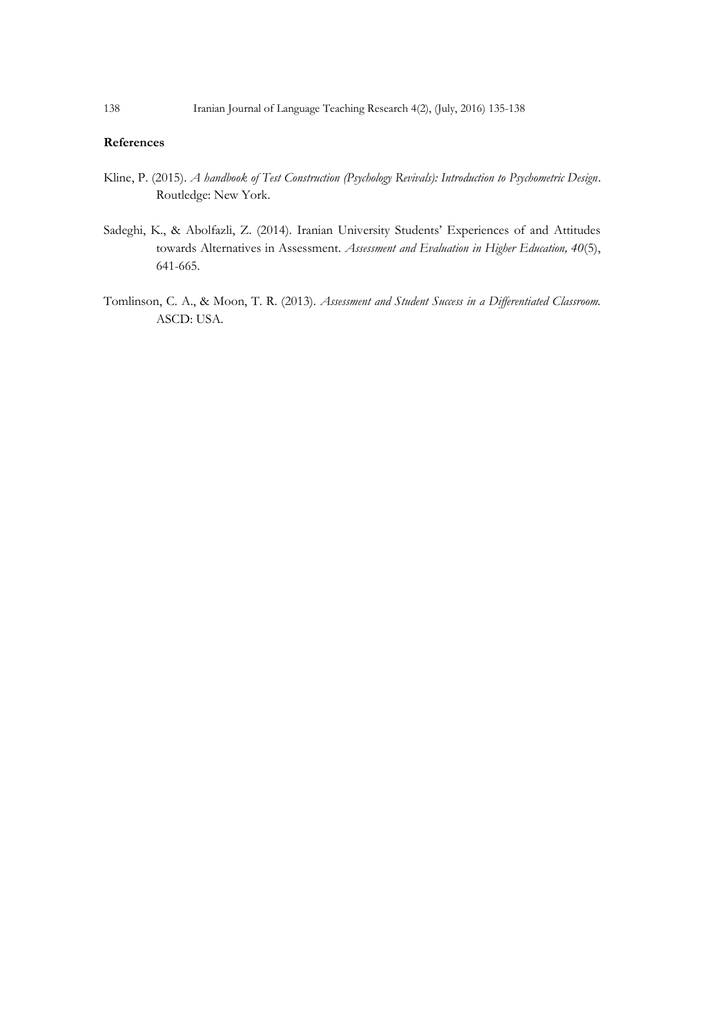**References**

Kline, P. (2015). *A handbook of Test Construction (Psychology Revivals): Introduction to Psychometric Design*. Routledge: New York.

Sadeghi, K., & Abolfazli, Z. (2014). Iranian University Students' Experiences of and Attitudes towards Alternatives in Assessment. *Assessment and Evaluation in Higher Education, 40*(5), 641-665.

Tomlinson, C. A., & Moon, T. R. (2013). *Assessment and Student Success in a Differentiated Classroom.* ASCD: USA.